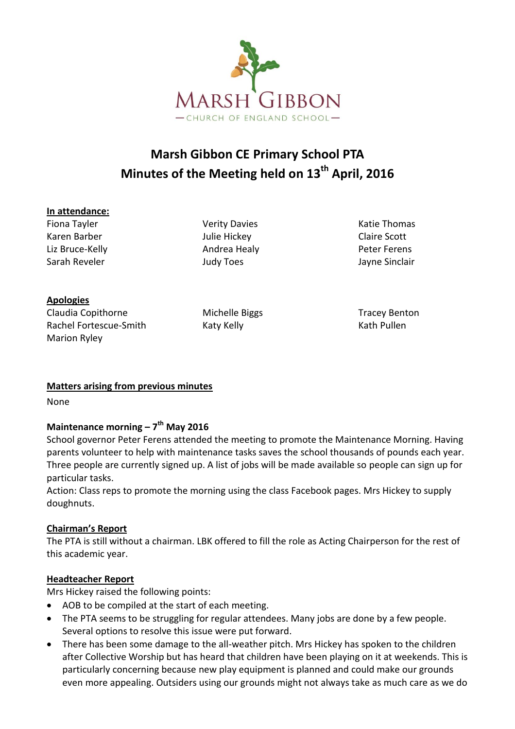MARSH GIBBON
— CHURCH OF ENGLAND SCHOOL —

# Marsh Gibbon CE Primary School PTA
# Minutes of the Meeting held on 13th April, 2016

**In attendance:**

Fiona Tayler
Karen Barber
Liz Bruce-Kelly
Sarah Reveler
Verity Davies
Julie Hickey
Andrea Healy
Judy Toes
Katie Thomas
Claire Scott
Peter Ferens
Jayne Sinclair

**Apologies**

Claudia Copithorne
Rachel Fortescue-Smith
Marion Ryley
Michelle Biggs
Katy Kelly
Tracey Benton
Kath Pullen

**Matters arising from previous minutes**

None

**Maintenance morning – 7th May 2016**

School governor Peter Ferens attended the meeting to promote the Maintenance Morning. Having parents volunteer to help with maintenance tasks saves the school thousands of pounds each year. Three people are currently signed up. A list of jobs will be made available so people can sign up for particular tasks.
Action: Class reps to promote the morning using the class Facebook pages. Mrs Hickey to supply doughnuts.

**Chairman's Report**

The PTA is still without a chairman. LBK offered to fill the role as Acting Chairperson for the rest of this academic year.

**Headteacher Report**

Mrs Hickey raised the following points:

- AOB to be compiled at the start of each meeting.
- The PTA seems to be struggling for regular attendees. Many jobs are done by a few people. Several options to resolve this issue were put forward.
- There has been some damage to the all-weather pitch. Mrs Hickey has spoken to the children after Collective Worship but has heard that children have been playing on it at weekends. This is particularly concerning because new play equipment is planned and could make our grounds even more appealing. Outsiders using our grounds might not always take as much care as we do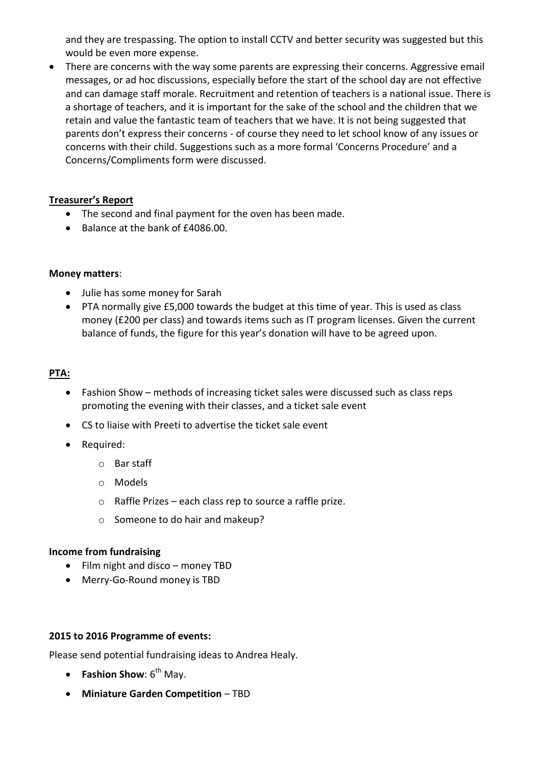and they are trespassing. The option to install CCTV and better security was suggested but this would be even more expense.

- There are concerns with the way some parents are expressing their concerns. Aggressive email messages, or ad hoc discussions, especially before the start of the school day are not effective and can damage staff morale. Recruitment and retention of teachers is a national issue. There is a shortage of teachers, and it is important for the sake of the school and the children that we retain and value the fantastic team of teachers that we have. It is not being suggested that parents don't express their concerns - of course they need to let school know of any issues or concerns with their child. Suggestions such as a more formal 'Concerns Procedure' and a Concerns/Compliments form were discussed.

**Treasurer's Report**

- The second and final payment for the oven has been made.
- Balance at the bank of £4086.00.

**Money matters**:

- Julie has some money for Sarah
- PTA normally give £5,000 towards the budget at this time of year. This is used as class money (£200 per class) and towards items such as IT program licenses. Given the current balance of funds, the figure for this year's donation will have to be agreed upon.

**PTA:**

- Fashion Show – methods of increasing ticket sales were discussed such as class reps promoting the evening with their classes, and a ticket sale event
- CS to liaise with Preeti to advertise the ticket sale event
- Required:
  - Bar staff
  - Models
  - Raffle Prizes – each class rep to source a raffle prize.
  - Someone to do hair and makeup?

**Income from fundraising**

- Film night and disco – money TBD
- Merry-Go-Round money is TBD

**2015 to 2016 Programme of events:**

Please send potential fundraising ideas to Andrea Healy.

- **Fashion Show**: 6th May.
- **Miniature Garden Competition** – TBD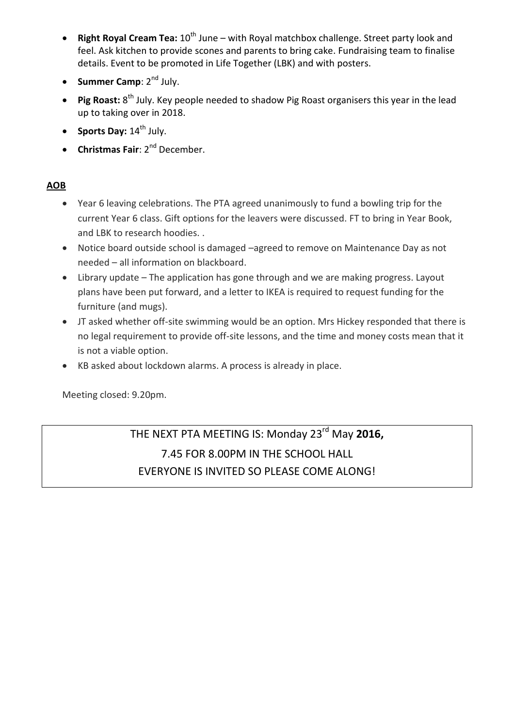- **Right Royal Cream Tea:** 10th June – with Royal matchbox challenge. Street party look and feel. Ask kitchen to provide scones and parents to bring cake. Fundraising team to finalise details. Event to be promoted in Life Together (LBK) and with posters.
- **Summer Camp**: 2nd July.
- **Pig Roast:** 8th July. Key people needed to shadow Pig Roast organisers this year in the lead up to taking over in 2018.
- **Sports Day:** 14th July.
- **Christmas Fair**: 2nd December.

**AOB**

- Year 6 leaving celebrations. The PTA agreed unanimously to fund a bowling trip for the current Year 6 class. Gift options for the leavers were discussed. FT to bring in Year Book, and LBK to research hoodies. .
- Notice board outside school is damaged –agreed to remove on Maintenance Day as not needed – all information on blackboard.
- Library update – The application has gone through and we are making progress. Layout plans have been put forward, and a letter to IKEA is required to request funding for the furniture (and mugs).
- JT asked whether off-site swimming would be an option. Mrs Hickey responded that there is no legal requirement to provide off-site lessons, and the time and money costs mean that it is not a viable option.
- KB asked about lockdown alarms. A process is already in place.

Meeting closed: 9.20pm.

THE NEXT PTA MEETING IS: Monday 23rd May **2016,**

7.45 FOR 8.00PM IN THE SCHOOL HALL

EVERYONE IS INVITED SO PLEASE COME ALONG!